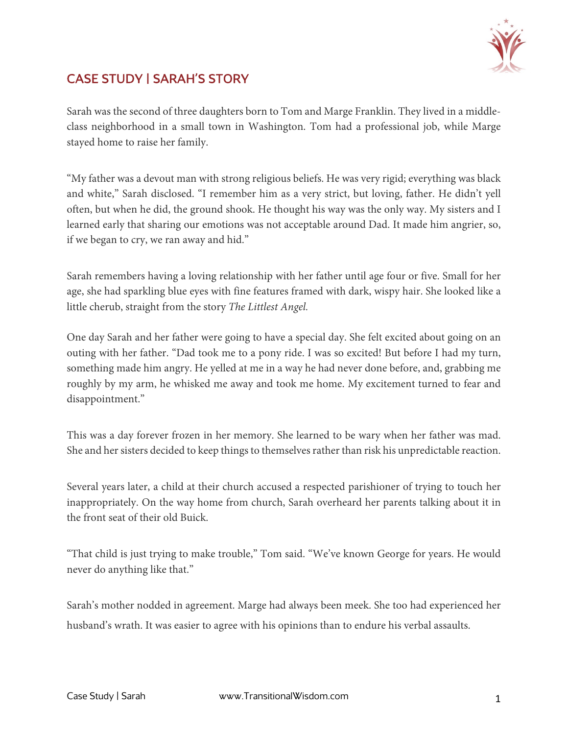# CASE STUDY | SARAH'S STORY

Sarah was the second of three daughters born to Tom and Marge Franklin. They lived in a middle-class neighborhood in a small town in Washington. Tom had a professional job, while Marge stayed home to raise her family.

"My father was a devout man with strong religious beliefs. He was very rigid; everything was black and white," Sarah disclosed. "I remember him as a very strict, but loving, father. He didn't yell often, but when he did, the ground shook. He thought his way was the only way. My sisters and I learned early that sharing our emotions was not acceptable around Dad. It made him angrier, so, if we began to cry, we ran away and hid."

Sarah remembers having a loving relationship with her father until age four or five. Small for her age, she had sparkling blue eyes with fine features framed with dark, wispy hair. She looked like a little cherub, straight from the story *The Littlest Angel.*

One day Sarah and her father were going to have a special day. She felt excited about going on an outing with her father. "Dad took me to a pony ride. I was so excited! But before I had my turn, something made him angry. He yelled at me in a way he had never done before, and, grabbing me roughly by my arm, he whisked me away and took me home. My excitement turned to fear and disappointment."

This was a day forever frozen in her memory. She learned to be wary when her father was mad. She and her sisters decided to keep things to themselves rather than risk his unpredictable reaction.

Several years later, a child at their church accused a respected parishioner of trying to touch her inappropriately. On the way home from church, Sarah overheard her parents talking about it in the front seat of their old Buick.

"That child is just trying to make trouble," Tom said. "We've known George for years. He would never do anything like that."

Sarah's mother nodded in agreement. Marge had always been meek. She too had experienced her husband's wrath. It was easier to agree with his opinions than to endure his verbal assaults.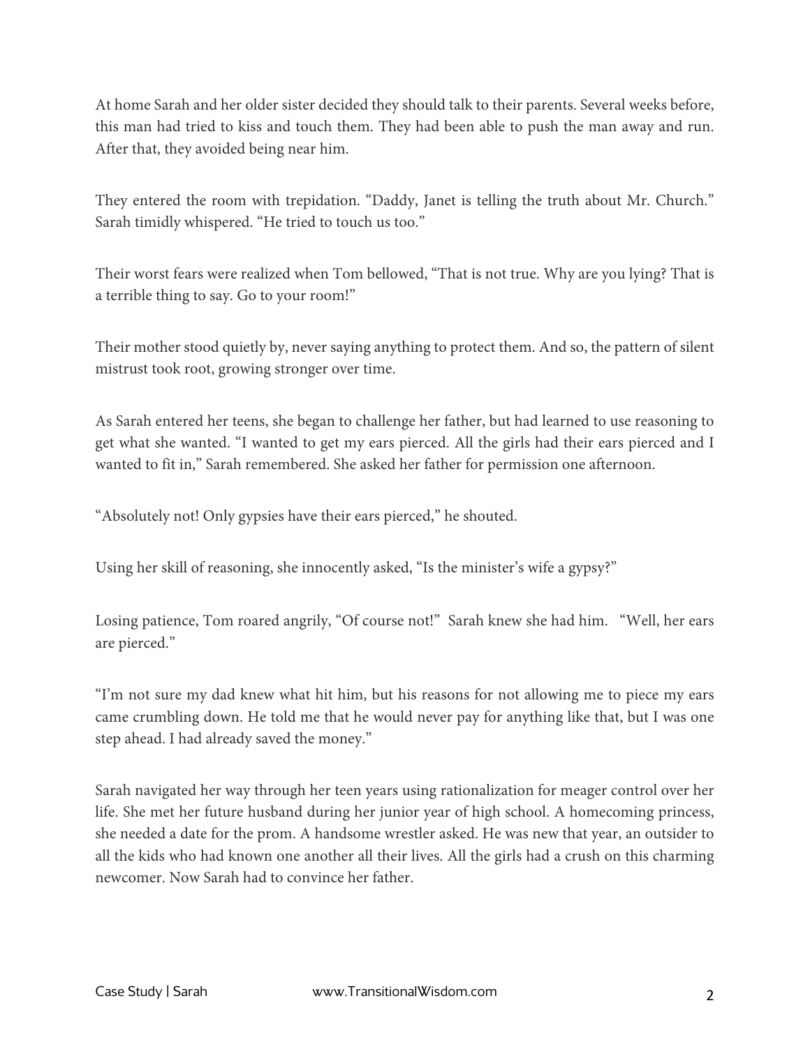At home Sarah and her older sister decided they should talk to their parents. Several weeks before, this man had tried to kiss and touch them. They had been able to push the man away and run. After that, they avoided being near him.

They entered the room with trepidation. "Daddy, Janet is telling the truth about Mr. Church." Sarah timidly whispered. "He tried to touch us too."

Their worst fears were realized when Tom bellowed, "That is not true. Why are you lying? That is a terrible thing to say. Go to your room!"

Their mother stood quietly by, never saying anything to protect them. And so, the pattern of silent mistrust took root, growing stronger over time.

As Sarah entered her teens, she began to challenge her father, but had learned to use reasoning to get what she wanted. "I wanted to get my ears pierced. All the girls had their ears pierced and I wanted to fit in," Sarah remembered. She asked her father for permission one afternoon.

"Absolutely not! Only gypsies have their ears pierced," he shouted.

Using her skill of reasoning, she innocently asked, "Is the minister's wife a gypsy?"

Losing patience, Tom roared angrily, "Of course not!" Sarah knew she had him. "Well, her ears are pierced."

"I'm not sure my dad knew what hit him, but his reasons for not allowing me to piece my ears came crumbling down. He told me that he would never pay for anything like that, but I was one step ahead. I had already saved the money."

Sarah navigated her way through her teen years using rationalization for meager control over her life. She met her future husband during her junior year of high school. A homecoming princess, she needed a date for the prom. A handsome wrestler asked. He was new that year, an outsider to all the kids who had known one another all their lives. All the girls had a crush on this charming newcomer. Now Sarah had to convince her father.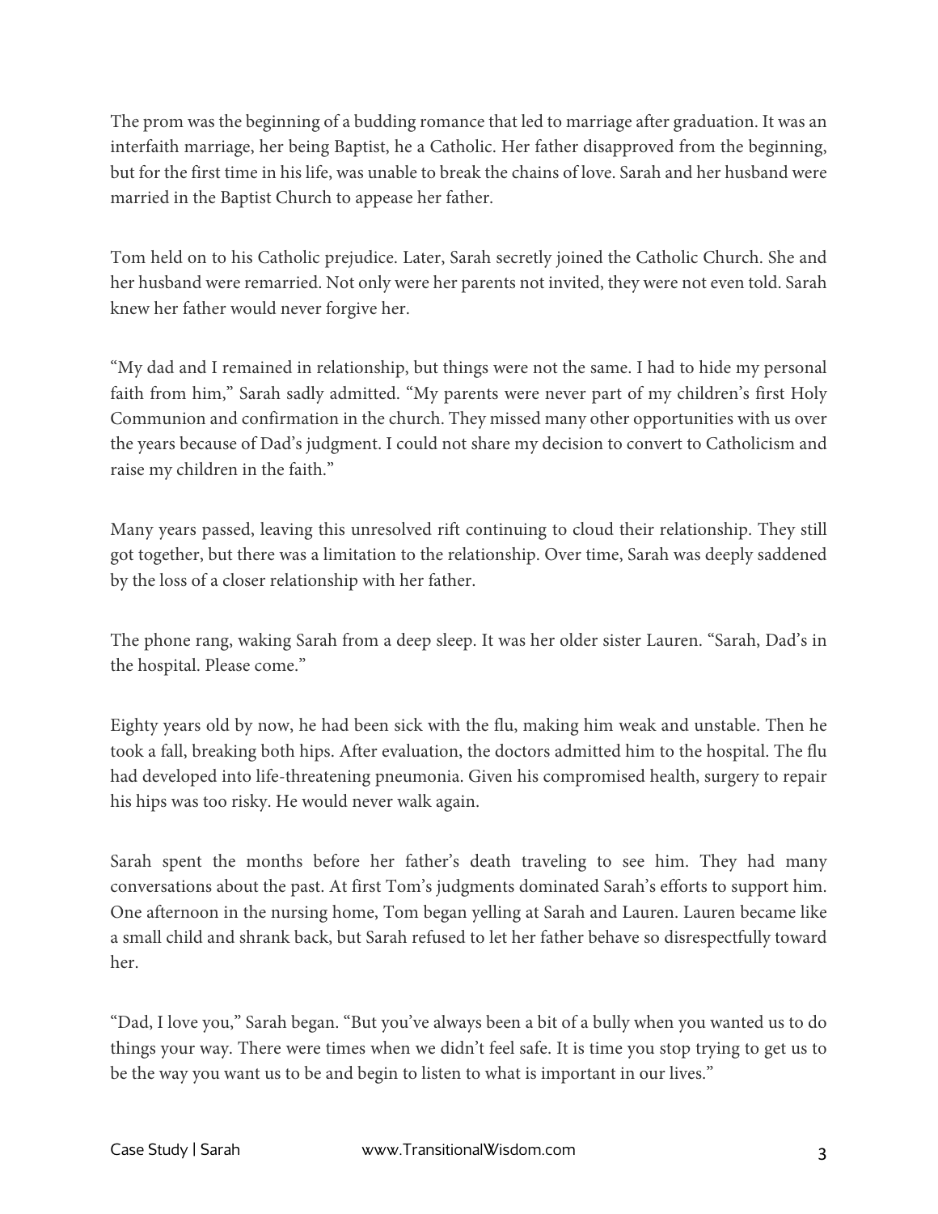The prom was the beginning of a budding romance that led to marriage after graduation. It was an interfaith marriage, her being Baptist, he a Catholic. Her father disapproved from the beginning, but for the first time in his life, was unable to break the chains of love. Sarah and her husband were married in the Baptist Church to appease her father.

Tom held on to his Catholic prejudice. Later, Sarah secretly joined the Catholic Church. She and her husband were remarried. Not only were her parents not invited, they were not even told. Sarah knew her father would never forgive her.

"My dad and I remained in relationship, but things were not the same. I had to hide my personal faith from him," Sarah sadly admitted. "My parents were never part of my children's first Holy Communion and confirmation in the church. They missed many other opportunities with us over the years because of Dad's judgment. I could not share my decision to convert to Catholicism and raise my children in the faith."

Many years passed, leaving this unresolved rift continuing to cloud their relationship. They still got together, but there was a limitation to the relationship. Over time, Sarah was deeply saddened by the loss of a closer relationship with her father.

The phone rang, waking Sarah from a deep sleep. It was her older sister Lauren. "Sarah, Dad's in the hospital. Please come."

Eighty years old by now, he had been sick with the flu, making him weak and unstable. Then he took a fall, breaking both hips. After evaluation, the doctors admitted him to the hospital. The flu had developed into life-threatening pneumonia. Given his compromised health, surgery to repair his hips was too risky. He would never walk again.

Sarah spent the months before her father's death traveling to see him. They had many conversations about the past. At first Tom's judgments dominated Sarah's efforts to support him. One afternoon in the nursing home, Tom began yelling at Sarah and Lauren. Lauren became like a small child and shrank back, but Sarah refused to let her father behave so disrespectfully toward her.

"Dad, I love you," Sarah began. "But you've always been a bit of a bully when you wanted us to do things your way. There were times when we didn't feel safe. It is time you stop trying to get us to be the way you want us to be and begin to listen to what is important in our lives."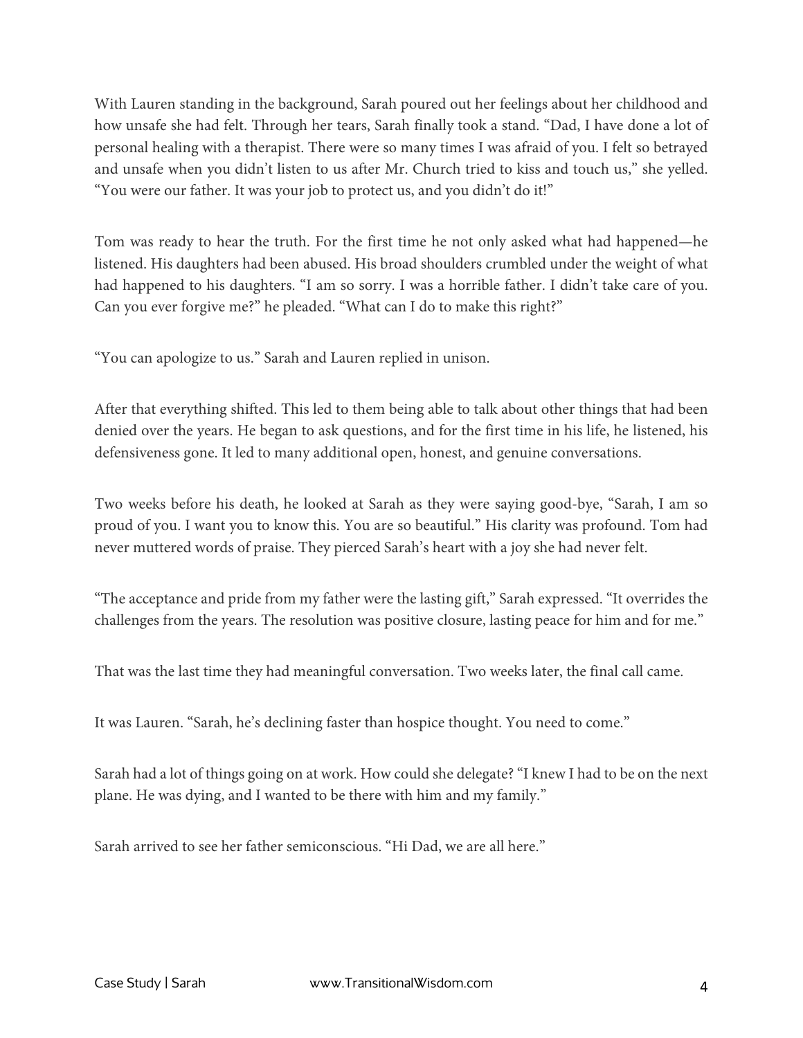With Lauren standing in the background, Sarah poured out her feelings about her childhood and how unsafe she had felt. Through her tears, Sarah finally took a stand. “Dad, I have done a lot of personal healing with a therapist. There were so many times I was afraid of you. I felt so betrayed and unsafe when you didn’t listen to us after Mr. Church tried to kiss and touch us,” she yelled. “You were our father. It was your job to protect us, and you didn’t do it!”

Tom was ready to hear the truth. For the first time he not only asked what had happened—he listened. His daughters had been abused. His broad shoulders crumbled under the weight of what had happened to his daughters. “I am so sorry. I was a horrible father. I didn’t take care of you. Can you ever forgive me?” he pleaded. “What can I do to make this right?”

“You can apologize to us.” Sarah and Lauren replied in unison.

After that everything shifted. This led to them being able to talk about other things that had been denied over the years. He began to ask questions, and for the first time in his life, he listened, his defensiveness gone. It led to many additional open, honest, and genuine conversations.

Two weeks before his death, he looked at Sarah as they were saying good-bye, “Sarah, I am so proud of you. I want you to know this. You are so beautiful.” His clarity was profound. Tom had never muttered words of praise. They pierced Sarah’s heart with a joy she had never felt.

“The acceptance and pride from my father were the lasting gift,” Sarah expressed. “It overrides the challenges from the years. The resolution was positive closure, lasting peace for him and for me.”

That was the last time they had meaningful conversation. Two weeks later, the final call came.

It was Lauren. “Sarah, he’s declining faster than hospice thought. You need to come.”

Sarah had a lot of things going on at work. How could she delegate? “I knew I had to be on the next plane. He was dying, and I wanted to be there with him and my family.”

Sarah arrived to see her father semiconscious. “Hi Dad, we are all here.”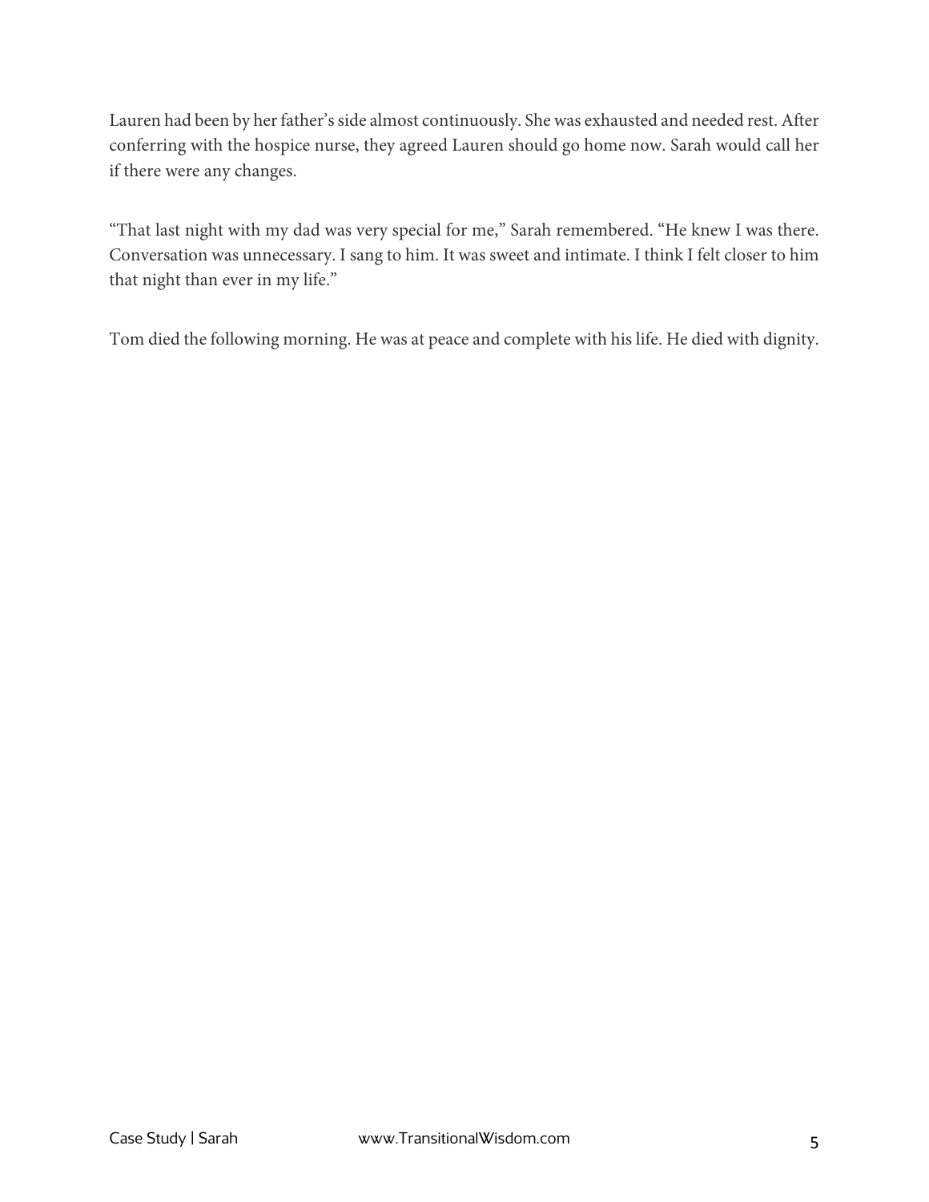Lauren had been by her father's side almost continuously. She was exhausted and needed rest. After conferring with the hospice nurse, they agreed Lauren should go home now. Sarah would call her if there were any changes.

"That last night with my dad was very special for me," Sarah remembered. "He knew I was there. Conversation was unnecessary. I sang to him. It was sweet and intimate. I think I felt closer to him that night than ever in my life."

Tom died the following morning. He was at peace and complete with his life. He died with dignity.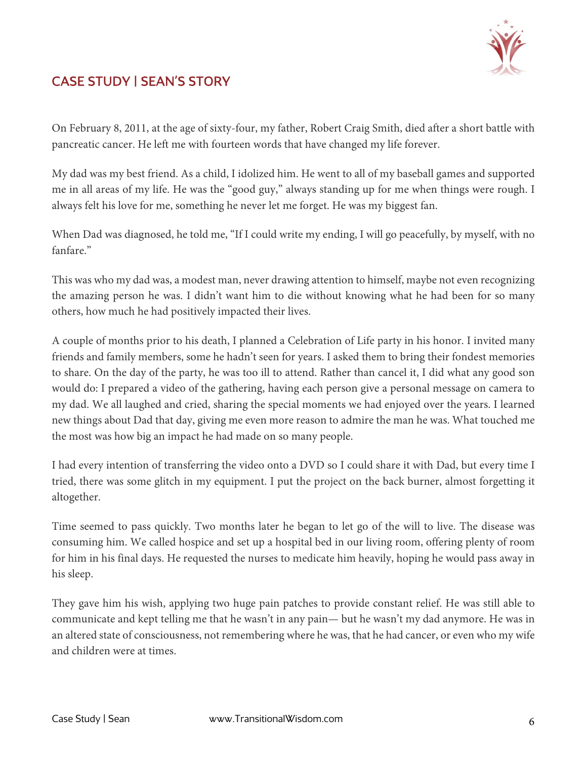## CASE STUDY | SEAN'S STORY

On February 8, 2011, at the age of sixty-four, my father, Robert Craig Smith, died after a short battle with pancreatic cancer. He left me with fourteen words that have changed my life forever.

My dad was my best friend. As a child, I idolized him. He went to all of my baseball games and supported me in all areas of my life. He was the "good guy," always standing up for me when things were rough. I always felt his love for me, something he never let me forget. He was my biggest fan.

When Dad was diagnosed, he told me, "If I could write my ending, I will go peacefully, by myself, with no fanfare."

This was who my dad was, a modest man, never drawing attention to himself, maybe not even recognizing the amazing person he was. I didn't want him to die without knowing what he had been for so many others, how much he had positively impacted their lives.

A couple of months prior to his death, I planned a Celebration of Life party in his honor. I invited many friends and family members, some he hadn't seen for years. I asked them to bring their fondest memories to share. On the day of the party, he was too ill to attend. Rather than cancel it, I did what any good son would do: I prepared a video of the gathering, having each person give a personal message on camera to my dad. We all laughed and cried, sharing the special moments we had enjoyed over the years. I learned new things about Dad that day, giving me even more reason to admire the man he was. What touched me the most was how big an impact he had made on so many people.

I had every intention of transferring the video onto a DVD so I could share it with Dad, but every time I tried, there was some glitch in my equipment. I put the project on the back burner, almost forgetting it altogether.

Time seemed to pass quickly. Two months later he began to let go of the will to live. The disease was consuming him. We called hospice and set up a hospital bed in our living room, offering plenty of room for him in his final days. He requested the nurses to medicate him heavily, hoping he would pass away in his sleep.

They gave him his wish, applying two huge pain patches to provide constant relief. He was still able to communicate and kept telling me that he wasn't in any pain— but he wasn't my dad anymore. He was in an altered state of consciousness, not remembering where he was, that he had cancer, or even who my wife and children were at times.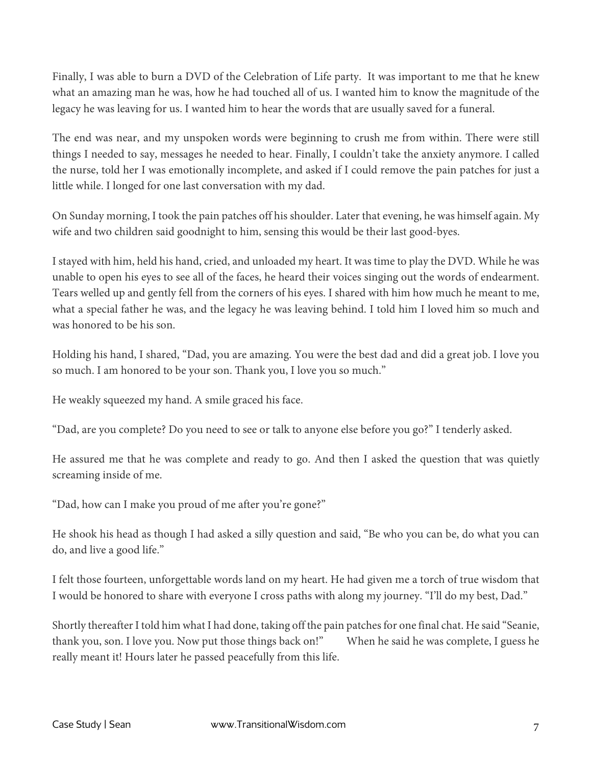Finally, I was able to burn a DVD of the Celebration of Life party. It was important to me that he knew what an amazing man he was, how he had touched all of us. I wanted him to know the magnitude of the legacy he was leaving for us. I wanted him to hear the words that are usually saved for a funeral.

The end was near, and my unspoken words were beginning to crush me from within. There were still things I needed to say, messages he needed to hear. Finally, I couldn't take the anxiety anymore. I called the nurse, told her I was emotionally incomplete, and asked if I could remove the pain patches for just a little while. I longed for one last conversation with my dad.

On Sunday morning, I took the pain patches off his shoulder. Later that evening, he was himself again. My wife and two children said goodnight to him, sensing this would be their last good-byes.

I stayed with him, held his hand, cried, and unloaded my heart. It was time to play the DVD. While he was unable to open his eyes to see all of the faces, he heard their voices singing out the words of endearment. Tears welled up and gently fell from the corners of his eyes. I shared with him how much he meant to me, what a special father he was, and the legacy he was leaving behind. I told him I loved him so much and was honored to be his son.

Holding his hand, I shared, "Dad, you are amazing. You were the best dad and did a great job. I love you so much. I am honored to be your son. Thank you, I love you so much."

He weakly squeezed my hand. A smile graced his face.

"Dad, are you complete? Do you need to see or talk to anyone else before you go?" I tenderly asked.

He assured me that he was complete and ready to go. And then I asked the question that was quietly screaming inside of me.

"Dad, how can I make you proud of me after you're gone?"

He shook his head as though I had asked a silly question and said, "Be who you can be, do what you can do, and live a good life."

I felt those fourteen, unforgettable words land on my heart. He had given me a torch of true wisdom that I would be honored to share with everyone I cross paths with along my journey. "I'll do my best, Dad."

Shortly thereafter I told him what I had done, taking off the pain patches for one final chat. He said "Seanie, thank you, son. I love you. Now put those things back on!" When he said he was complete, I guess he really meant it! Hours later he passed peacefully from this life.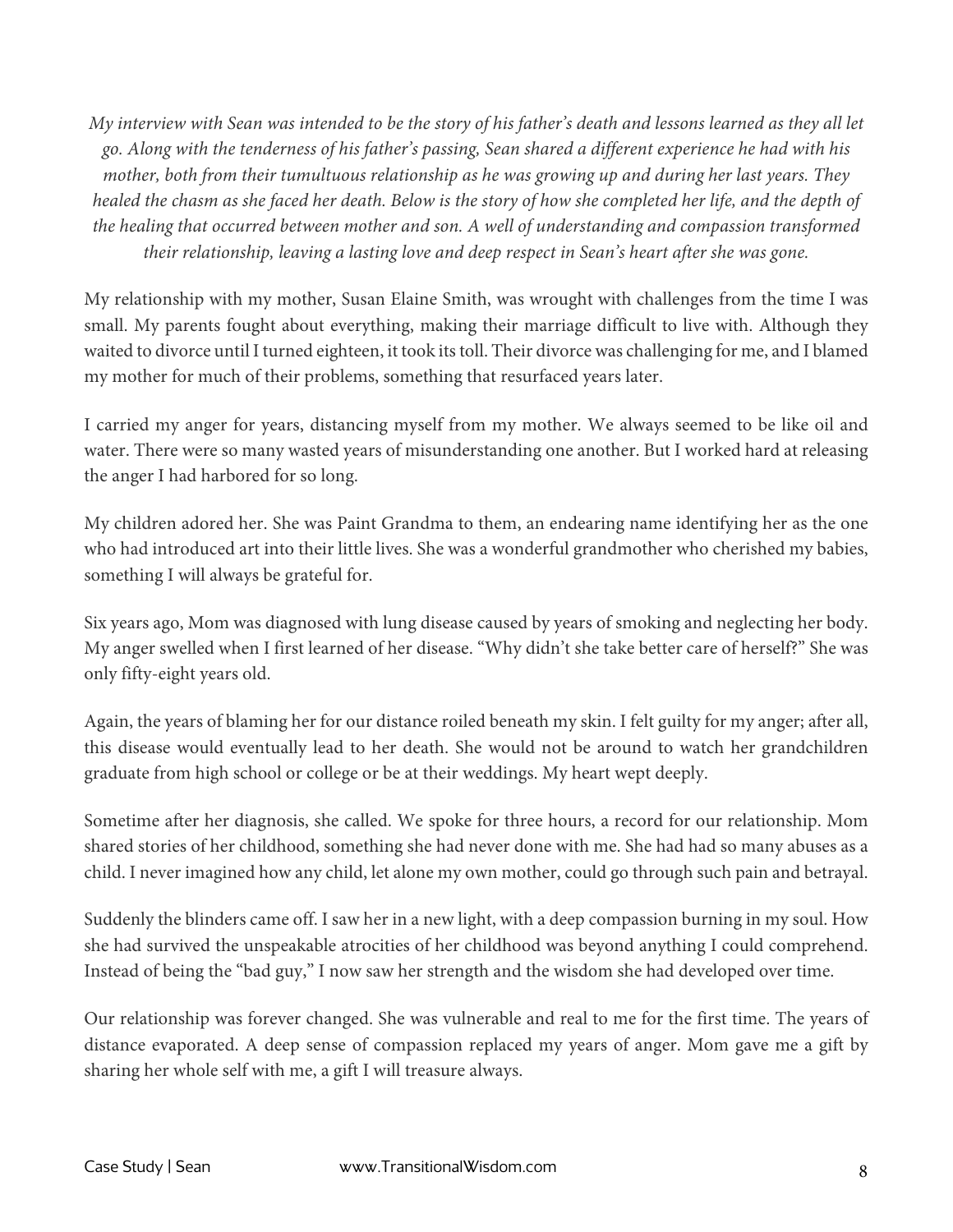*My interview with Sean was intended to be the story of his father's death and lessons learned as they all let go. Along with the tenderness of his father's passing, Sean shared a different experience he had with his mother, both from their tumultuous relationship as he was growing up and during her last years. They healed the chasm as she faced her death. Below is the story of how she completed her life, and the depth of the healing that occurred between mother and son. A well of understanding and compassion transformed their relationship, leaving a lasting love and deep respect in Sean's heart after she was gone.*

My relationship with my mother, Susan Elaine Smith, was wrought with challenges from the time I was small. My parents fought about everything, making their marriage difficult to live with. Although they waited to divorce until I turned eighteen, it took its toll. Their divorce was challenging for me, and I blamed my mother for much of their problems, something that resurfaced years later.

I carried my anger for years, distancing myself from my mother. We always seemed to be like oil and water. There were so many wasted years of misunderstanding one another. But I worked hard at releasing the anger I had harbored for so long.

My children adored her. She was Paint Grandma to them, an endearing name identifying her as the one who had introduced art into their little lives. She was a wonderful grandmother who cherished my babies, something I will always be grateful for.

Six years ago, Mom was diagnosed with lung disease caused by years of smoking and neglecting her body. My anger swelled when I first learned of her disease. "Why didn't she take better care of herself?" She was only fifty-eight years old.

Again, the years of blaming her for our distance roiled beneath my skin. I felt guilty for my anger; after all, this disease would eventually lead to her death. She would not be around to watch her grandchildren graduate from high school or college or be at their weddings. My heart wept deeply.

Sometime after her diagnosis, she called. We spoke for three hours, a record for our relationship. Mom shared stories of her childhood, something she had never done with me. She had had so many abuses as a child. I never imagined how any child, let alone my own mother, could go through such pain and betrayal.

Suddenly the blinders came off. I saw her in a new light, with a deep compassion burning in my soul. How she had survived the unspeakable atrocities of her childhood was beyond anything I could comprehend. Instead of being the "bad guy," I now saw her strength and the wisdom she had developed over time.

Our relationship was forever changed. She was vulnerable and real to me for the first time. The years of distance evaporated. A deep sense of compassion replaced my years of anger. Mom gave me a gift by sharing her whole self with me, a gift I will treasure always.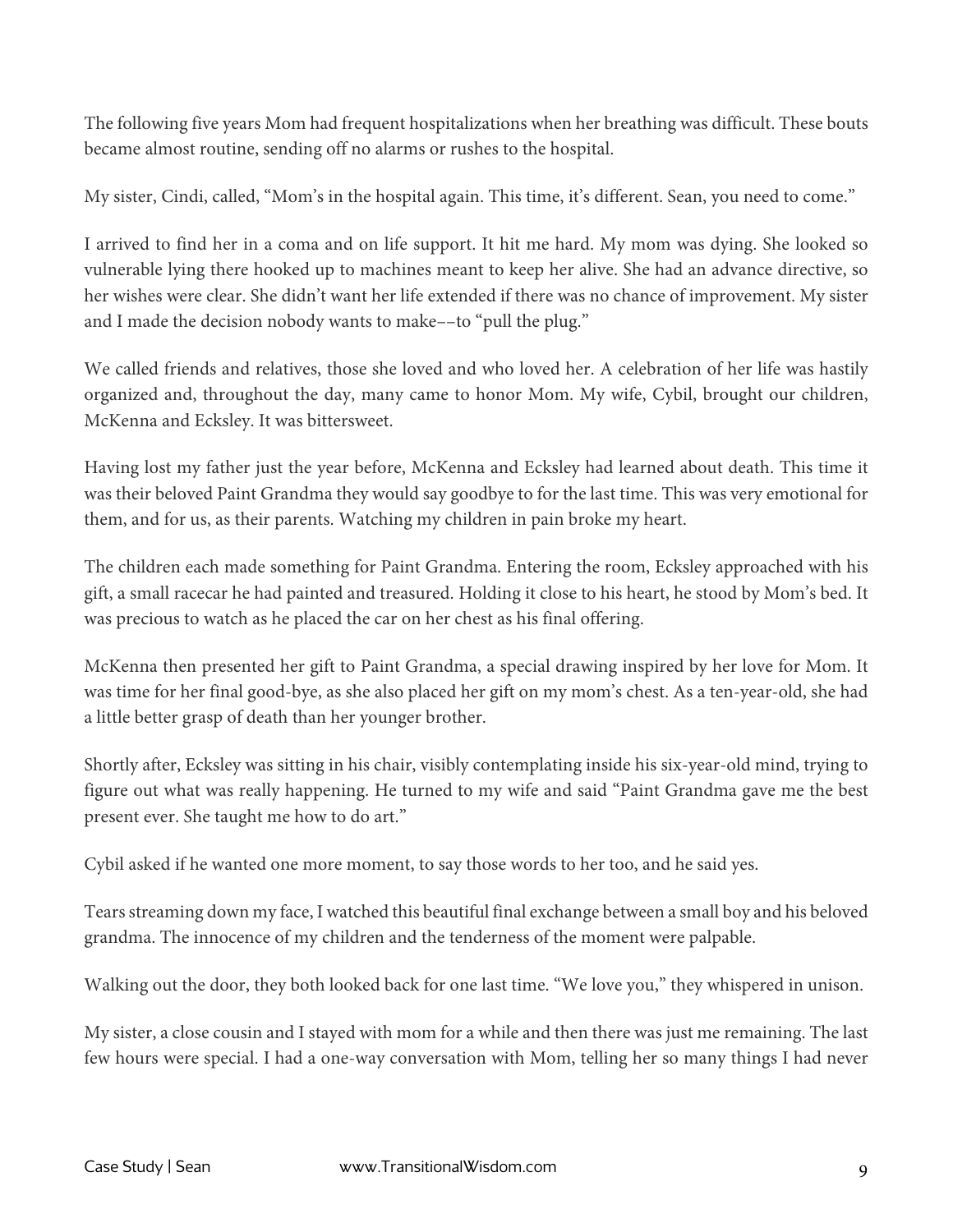The following five years Mom had frequent hospitalizations when her breathing was difficult. These bouts became almost routine, sending off no alarms or rushes to the hospital.

My sister, Cindi, called, "Mom's in the hospital again. This time, it's different. Sean, you need to come."

I arrived to find her in a coma and on life support. It hit me hard. My mom was dying. She looked so vulnerable lying there hooked up to machines meant to keep her alive. She had an advance directive, so her wishes were clear. She didn't want her life extended if there was no chance of improvement. My sister and I made the decision nobody wants to make––to "pull the plug."

We called friends and relatives, those she loved and who loved her. A celebration of her life was hastily organized and, throughout the day, many came to honor Mom. My wife, Cybil, brought our children, McKenna and Ecksley. It was bittersweet.

Having lost my father just the year before, McKenna and Ecksley had learned about death. This time it was their beloved Paint Grandma they would say goodbye to for the last time. This was very emotional for them, and for us, as their parents. Watching my children in pain broke my heart.

The children each made something for Paint Grandma. Entering the room, Ecksley approached with his gift, a small racecar he had painted and treasured. Holding it close to his heart, he stood by Mom's bed. It was precious to watch as he placed the car on her chest as his final offering.

McKenna then presented her gift to Paint Grandma, a special drawing inspired by her love for Mom. It was time for her final good-bye, as she also placed her gift on my mom's chest. As a ten-year-old, she had a little better grasp of death than her younger brother.

Shortly after, Ecksley was sitting in his chair, visibly contemplating inside his six-year-old mind, trying to figure out what was really happening. He turned to my wife and said "Paint Grandma gave me the best present ever. She taught me how to do art."

Cybil asked if he wanted one more moment, to say those words to her too, and he said yes.

Tears streaming down my face, I watched this beautiful final exchange between a small boy and his beloved grandma. The innocence of my children and the tenderness of the moment were palpable.

Walking out the door, they both looked back for one last time. "We love you," they whispered in unison.

My sister, a close cousin and I stayed with mom for a while and then there was just me remaining. The last few hours were special. I had a one-way conversation with Mom, telling her so many things I had never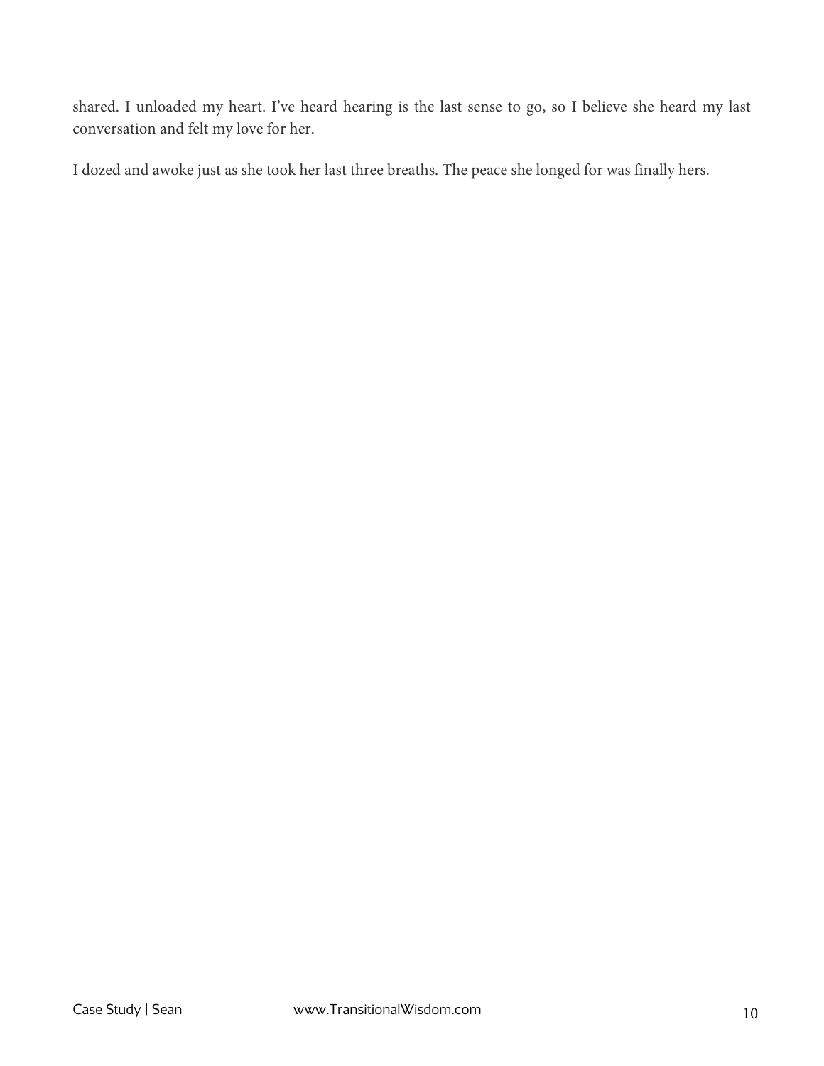shared. I unloaded my heart. I've heard hearing is the last sense to go, so I believe she heard my last conversation and felt my love for her.

I dozed and awoke just as she took her last three breaths. The peace she longed for was finally hers.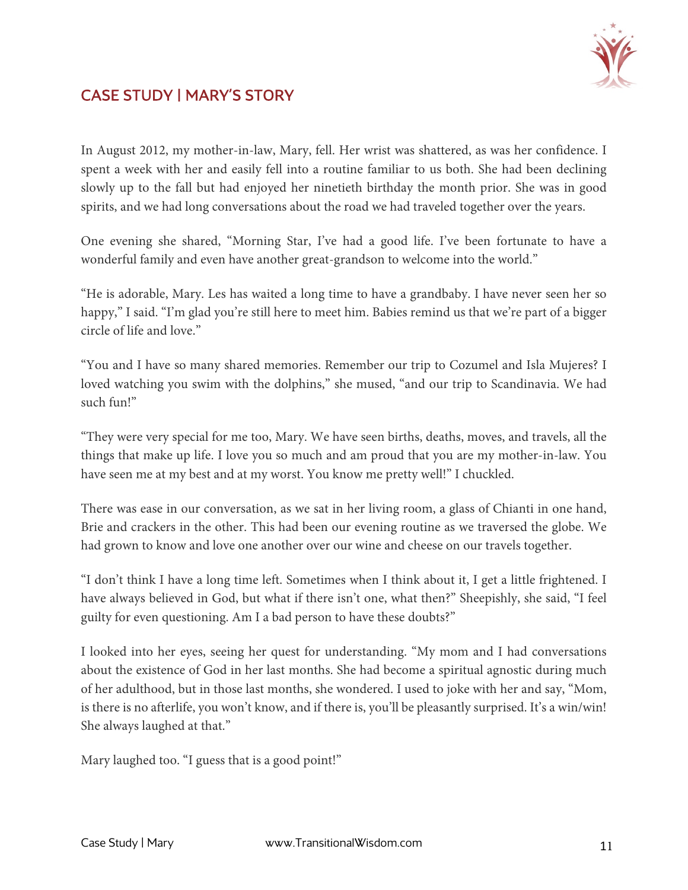## CASE STUDY | MARY'S STORY

In August 2012, my mother-in-law, Mary, fell. Her wrist was shattered, as was her confidence. I spent a week with her and easily fell into a routine familiar to us both. She had been declining slowly up to the fall but had enjoyed her ninetieth birthday the month prior. She was in good spirits, and we had long conversations about the road we had traveled together over the years.

One evening she shared, "Morning Star, I've had a good life. I've been fortunate to have a wonderful family and even have another great-grandson to welcome into the world."

"He is adorable, Mary. Les has waited a long time to have a grandbaby. I have never seen her so happy," I said. "I'm glad you're still here to meet him. Babies remind us that we're part of a bigger circle of life and love."

"You and I have so many shared memories. Remember our trip to Cozumel and Isla Mujeres? I loved watching you swim with the dolphins," she mused, "and our trip to Scandinavia. We had such fun!"

"They were very special for me too, Mary. We have seen births, deaths, moves, and travels, all the things that make up life. I love you so much and am proud that you are my mother-in-law. You have seen me at my best and at my worst. You know me pretty well!" I chuckled.

There was ease in our conversation, as we sat in her living room, a glass of Chianti in one hand, Brie and crackers in the other. This had been our evening routine as we traversed the globe. We had grown to know and love one another over our wine and cheese on our travels together.

"I don't think I have a long time left. Sometimes when I think about it, I get a little frightened. I have always believed in God, but what if there isn't one, what then?" Sheepishly, she said, "I feel guilty for even questioning. Am I a bad person to have these doubts?"

I looked into her eyes, seeing her quest for understanding. "My mom and I had conversations about the existence of God in her last months. She had become a spiritual agnostic during much of her adulthood, but in those last months, she wondered. I used to joke with her and say, "Mom, is there is no afterlife, you won't know, and if there is, you'll be pleasantly surprised. It's a win/win! She always laughed at that."

Mary laughed too. "I guess that is a good point!"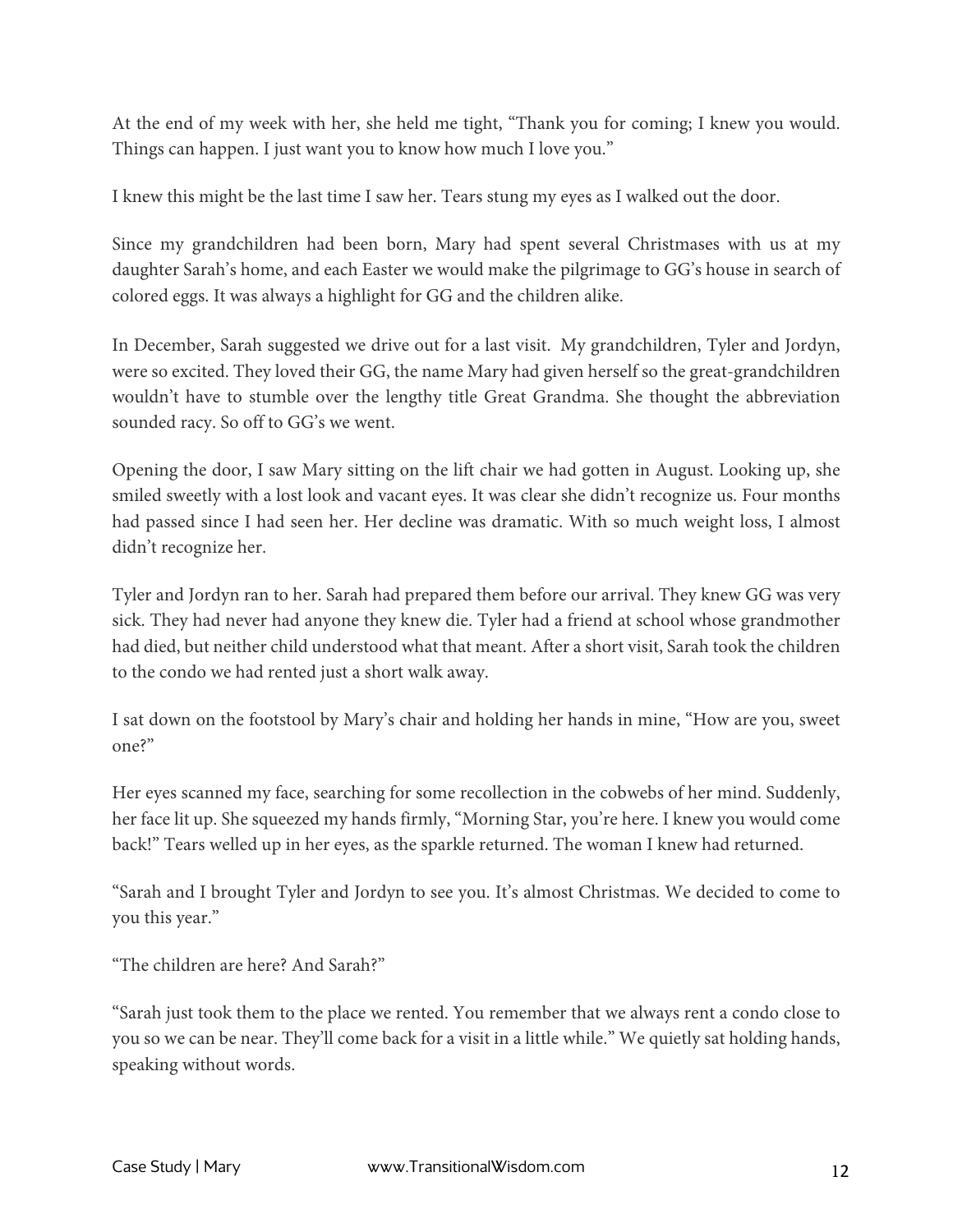At the end of my week with her, she held me tight, “Thank you for coming; I knew you would. Things can happen. I just want you to know how much I love you.”

I knew this might be the last time I saw her. Tears stung my eyes as I walked out the door.

Since my grandchildren had been born, Mary had spent several Christmases with us at my daughter Sarah’s home, and each Easter we would make the pilgrimage to GG’s house in search of colored eggs. It was always a highlight for GG and the children alike.

In December, Sarah suggested we drive out for a last visit. My grandchildren, Tyler and Jordyn, were so excited. They loved their GG, the name Mary had given herself so the great-grandchildren wouldn’t have to stumble over the lengthy title Great Grandma. She thought the abbreviation sounded racy. So off to GG’s we went.

Opening the door, I saw Mary sitting on the lift chair we had gotten in August. Looking up, she smiled sweetly with a lost look and vacant eyes. It was clear she didn’t recognize us. Four months had passed since I had seen her. Her decline was dramatic. With so much weight loss, I almost didn’t recognize her.

Tyler and Jordyn ran to her. Sarah had prepared them before our arrival. They knew GG was very sick. They had never had anyone they knew die. Tyler had a friend at school whose grandmother had died, but neither child understood what that meant. After a short visit, Sarah took the children to the condo we had rented just a short walk away.

I sat down on the footstool by Mary’s chair and holding her hands in mine, “How are you, sweet one?”

Her eyes scanned my face, searching for some recollection in the cobwebs of her mind. Suddenly, her face lit up. She squeezed my hands firmly, “Morning Star, you’re here. I knew you would come back!” Tears welled up in her eyes, as the sparkle returned. The woman I knew had returned.

“Sarah and I brought Tyler and Jordyn to see you. It’s almost Christmas. We decided to come to you this year.”

“The children are here? And Sarah?”

“Sarah just took them to the place we rented. You remember that we always rent a condo close to you so we can be near. They’ll come back for a visit in a little while.” We quietly sat holding hands, speaking without words.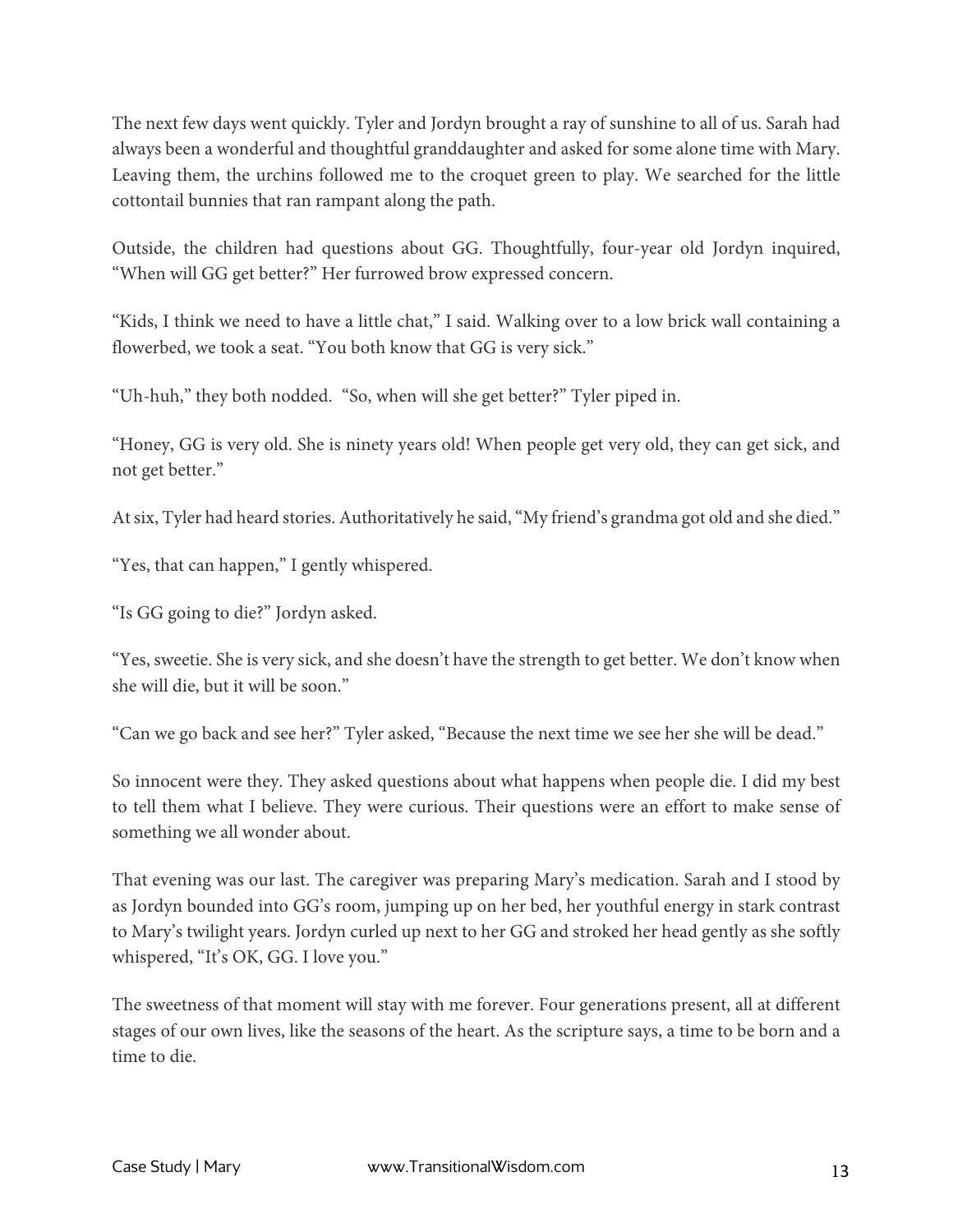The next few days went quickly. Tyler and Jordyn brought a ray of sunshine to all of us. Sarah had always been a wonderful and thoughtful granddaughter and asked for some alone time with Mary. Leaving them, the urchins followed me to the croquet green to play. We searched for the little cottontail bunnies that ran rampant along the path.

Outside, the children had questions about GG. Thoughtfully, four-year old Jordyn inquired, "When will GG get better?" Her furrowed brow expressed concern.

"Kids, I think we need to have a little chat," I said. Walking over to a low brick wall containing a flowerbed, we took a seat. "You both know that GG is very sick."

"Uh-huh," they both nodded. "So, when will she get better?" Tyler piped in.

"Honey, GG is very old. She is ninety years old! When people get very old, they can get sick, and not get better."

At six, Tyler had heard stories. Authoritatively he said, "My friend's grandma got old and she died."

"Yes, that can happen," I gently whispered.

"Is GG going to die?" Jordyn asked.

"Yes, sweetie. She is very sick, and she doesn't have the strength to get better. We don't know when she will die, but it will be soon."

"Can we go back and see her?" Tyler asked, "Because the next time we see her she will be dead."

So innocent were they. They asked questions about what happens when people die. I did my best to tell them what I believe. They were curious. Their questions were an effort to make sense of something we all wonder about.

That evening was our last. The caregiver was preparing Mary's medication. Sarah and I stood by as Jordyn bounded into GG's room, jumping up on her bed, her youthful energy in stark contrast to Mary's twilight years. Jordyn curled up next to her GG and stroked her head gently as she softly whispered, "It's OK, GG. I love you."

The sweetness of that moment will stay with me forever. Four generations present, all at different stages of our own lives, like the seasons of the heart. As the scripture says, a time to be born and a time to die.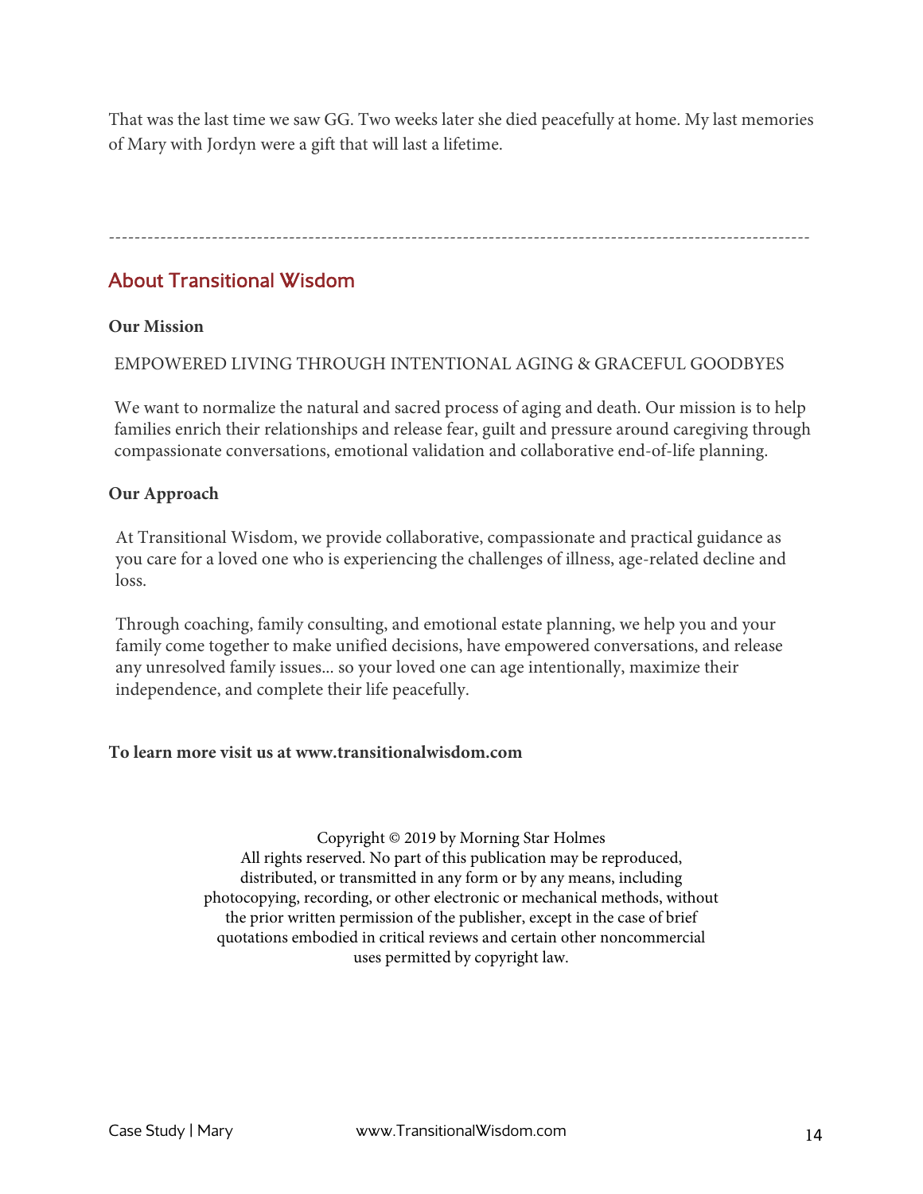That was the last time we saw GG. Two weeks later she died peacefully at home. My last memories of Mary with Jordyn were a gift that will last a lifetime.

---

## About Transitional Wisdom

**Our Mission**

EMPOWERED LIVING THROUGH INTENTIONAL AGING & GRACEFUL GOODBYES

We want to normalize the natural and sacred process of aging and death. Our mission is to help families enrich their relationships and release fear, guilt and pressure around caregiving through compassionate conversations, emotional validation and collaborative end-of-life planning.

**Our Approach**

At Transitional Wisdom, we provide collaborative, compassionate and practical guidance as you care for a loved one who is experiencing the challenges of illness, age-related decline and loss.

Through coaching, family consulting, and emotional estate planning, we help you and your family come together to make unified decisions, have empowered conversations, and release any unresolved family issues… so your loved one can age intentionally, maximize their independence, and complete their life peacefully.

**To learn more visit us at www.transitionalwisdom.com**

Copyright © 2019 by Morning Star Holmes
All rights reserved. No part of this publication may be reproduced, distributed, or transmitted in any form or by any means, including photocopying, recording, or other electronic or mechanical methods, without the prior written permission of the publisher, except in the case of brief quotations embodied in critical reviews and certain other noncommercial uses permitted by copyright law.